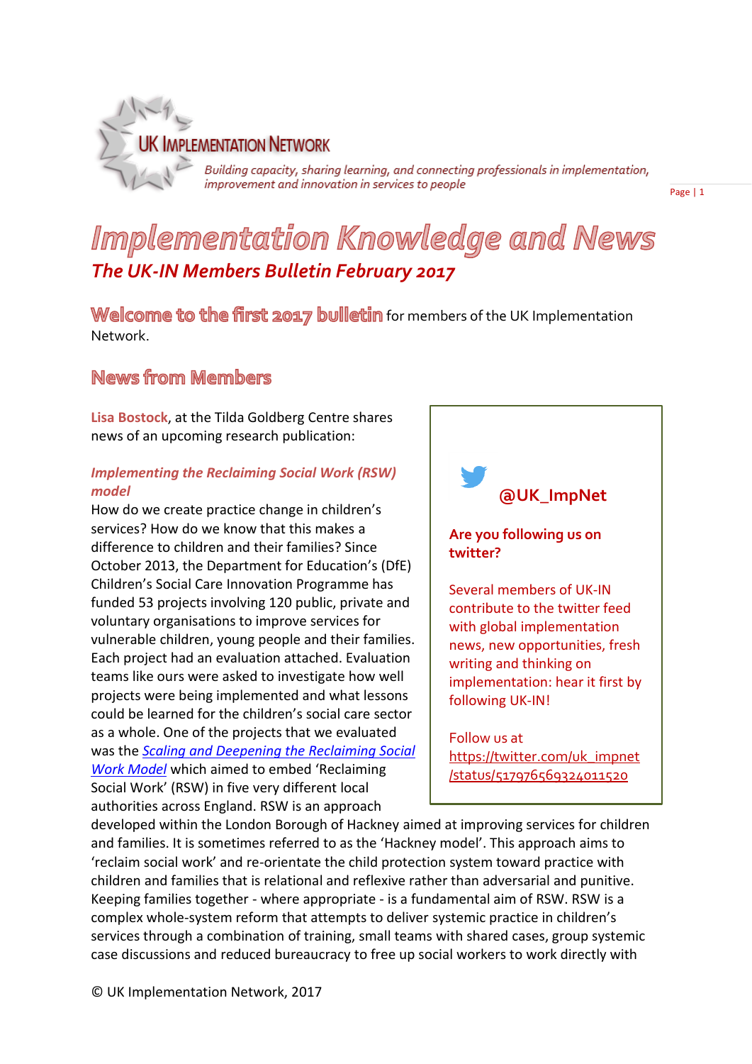UK IMPLEMENTATION NETWORK

*Building capacity, sharing learning, and connecting professionals in implementation, improvement and innovation in services to people*

# *Implementation Knowledge and News*

## *The UK-IN Members Bulletin February 2017*

**Welcome to the first 2017 bulletin** for members of the UK Implementation Network.

## News from Members

**Lisa Bostock**, at the Tilda Goldberg Centre shares news of an upcoming research publication:

### *Implementing the Reclaiming Social Work (RSW) model*

How do we create practice change in children's services? How do we know that this makes a difference to children and their families? Since October 2013, the Department for Education's (DfE) Children's Social Care Innovation Programme has funded 53 projects involving 120 public, private and voluntary organisations to improve services for vulnerable children, young people and their families. Each project had an evaluation attached. Evaluation teams like ours were asked to investigate how well projects were being implemented and what lessons could be learned for the children's social care sector as a whole. One of the projects that we evaluated was the *Scaling and Deepening the Reclaiming Social Work Model* which aimed to embed 'Reclaiming Social Work' (RSW) in five very different local authorities across England. RSW is an approach developed within the London Borough of Hackney aimed at improving services for children and families. It is sometimes referred to as the 'Hackney model'. This approach aims to 'reclaim social work' and re-orientate the child protection system toward practice with children and families that is relational and reflexive rather than adversarial and punitive. Keeping families together - where appropriate - is a fundamental aim of RSW. RSW is a complex whole-system reform that attempts to deliver systemic practice in children's services through a combination of training, small teams with shared cases, group systemic case discussions and reduced bureaucracy to free up social workers to work directly with

> **@UK_ImpNet**
>
> **Are you following us on twitter?**
>
> Several members of UK-IN contribute to the twitter feed with global implementation news, new opportunities, fresh writing and thinking on implementation: hear it first by following UK-IN!
>
> Follow us at https://twitter.com/uk_impnet/status/517976569324011520

© UK Implementation Network, 2017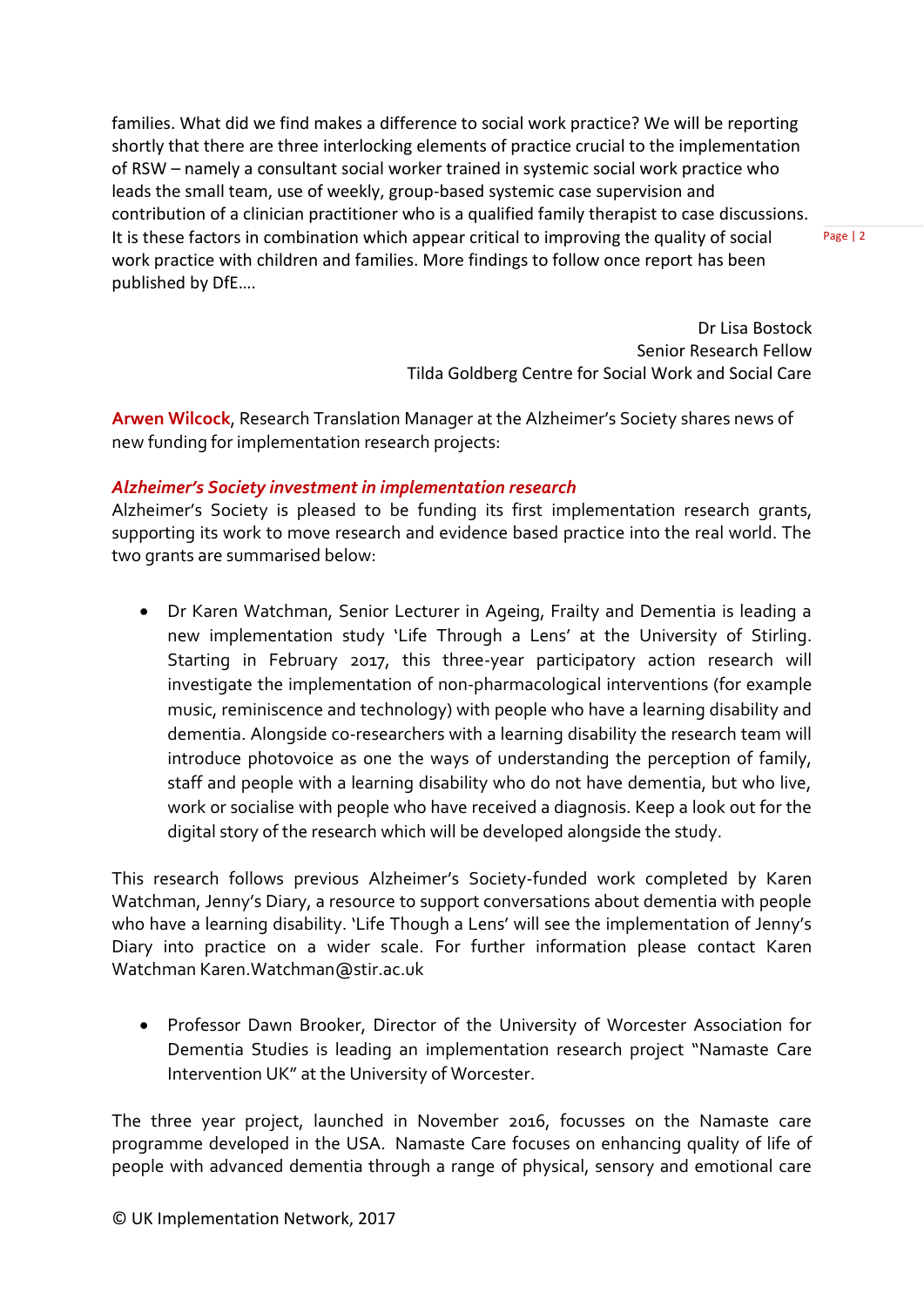families. What did we find makes a difference to social work practice? We will be reporting shortly that there are three interlocking elements of practice crucial to the implementation of RSW – namely a consultant social worker trained in systemic social work practice who leads the small team, use of weekly, group-based systemic case supervision and contribution of a clinician practitioner who is a qualified family therapist to case discussions. It is these factors in combination which appear critical to improving the quality of social work practice with children and families. More findings to follow once report has been published by DfE….

Dr Lisa Bostock
Senior Research Fellow
Tilda Goldberg Centre for Social Work and Social Care

**Arwen Wilcock**, Research Translation Manager at the Alzheimer's Society shares news of new funding for implementation research projects:

***Alzheimer's Society investment in implementation research***

Alzheimer's Society is pleased to be funding its first implementation research grants, supporting its work to move research and evidence based practice into the real world. The two grants are summarised below:

- Dr Karen Watchman, Senior Lecturer in Ageing, Frailty and Dementia is leading a new implementation study 'Life Through a Lens' at the University of Stirling. Starting in February 2017, this three-year participatory action research will investigate the implementation of non-pharmacological interventions (for example music, reminiscence and technology) with people who have a learning disability and dementia. Alongside co-researchers with a learning disability the research team will introduce photovoice as one the ways of understanding the perception of family, staff and people with a learning disability who do not have dementia, but who live, work or socialise with people who have received a diagnosis. Keep a look out for the digital story of the research which will be developed alongside the study.

This research follows previous Alzheimer's Society-funded work completed by Karen Watchman, Jenny's Diary, a resource to support conversations about dementia with people who have a learning disability. 'Life Though a Lens' will see the implementation of Jenny's Diary into practice on a wider scale. For further information please contact Karen Watchman Karen.Watchman@stir.ac.uk

- Professor Dawn Brooker, Director of the University of Worcester Association for Dementia Studies is leading an implementation research project "Namaste Care Intervention UK" at the University of Worcester.

The three year project, launched in November 2016, focusses on the Namaste care programme developed in the USA. Namaste Care focuses on enhancing quality of life of people with advanced dementia through a range of physical, sensory and emotional care

© UK Implementation Network, 2017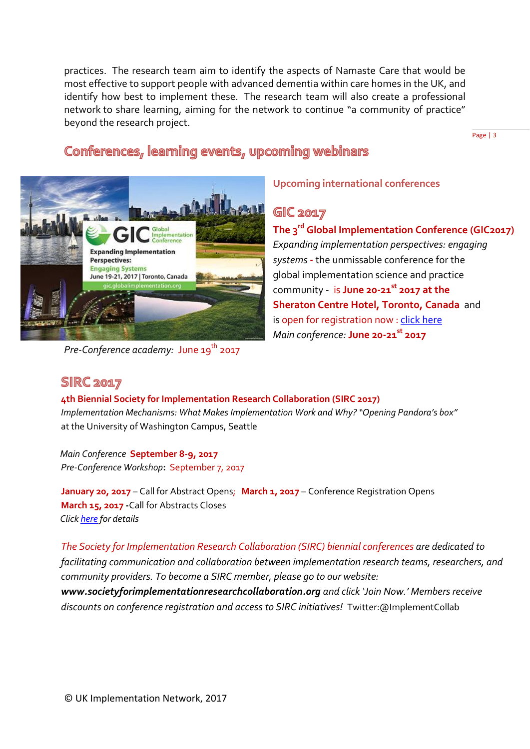practices. The research team aim to identify the aspects of Namaste Care that would be most effective to support people with advanced dementia within care homes in the UK, and identify how best to implement these. The research team will also create a professional network to share learning, aiming for the network to continue "a community of practice" beyond the research project.

## Conferences, learning events, upcoming webinars

### Upcoming international conferences

### GIC 2017

**The 3rd Global Implementation Conference (GIC2017)**
*Expanding implementation perspectives: engaging systems* **-** the unmissable conference for the global implementation science and practice community - is **June 20-21st 2017 at the Sheraton Centre Hotel, Toronto, Canada** and is open for registration now : click here
*Main conference:* **June 20-21st 2017**

*Pre-Conference academy:* June 19th 2017

### SIRC 2017

**4th Biennial Society for Implementation Research Collaboration (SIRC 2017)**
*Implementation Mechanisms: What Makes Implementation Work and Why? "Opening Pandora's box"*
at the University of Washington Campus, Seattle

*Main Conference* **September 8-9, 2017**
*Pre-Conference Workshop*: September 7, 2017

**January 20, 2017** – Call for Abstract Opens; **March 1, 2017** – Conference Registration Opens
**March 15, 2017** -Call for Abstracts Closes
*Click here for details*

*The Society for Implementation Research Collaboration (SIRC) biennial conferences are dedicated to facilitating communication and collaboration between implementation research teams, researchers, and community providers. To become a SIRC member, please go to our website:* ***www.societyforimplementationresearchcollaboration.org*** *and click 'Join Now.' Members receive discounts on conference registration and access to SIRC initiatives!* Twitter:@ImplementCollab

© UK Implementation Network, 2017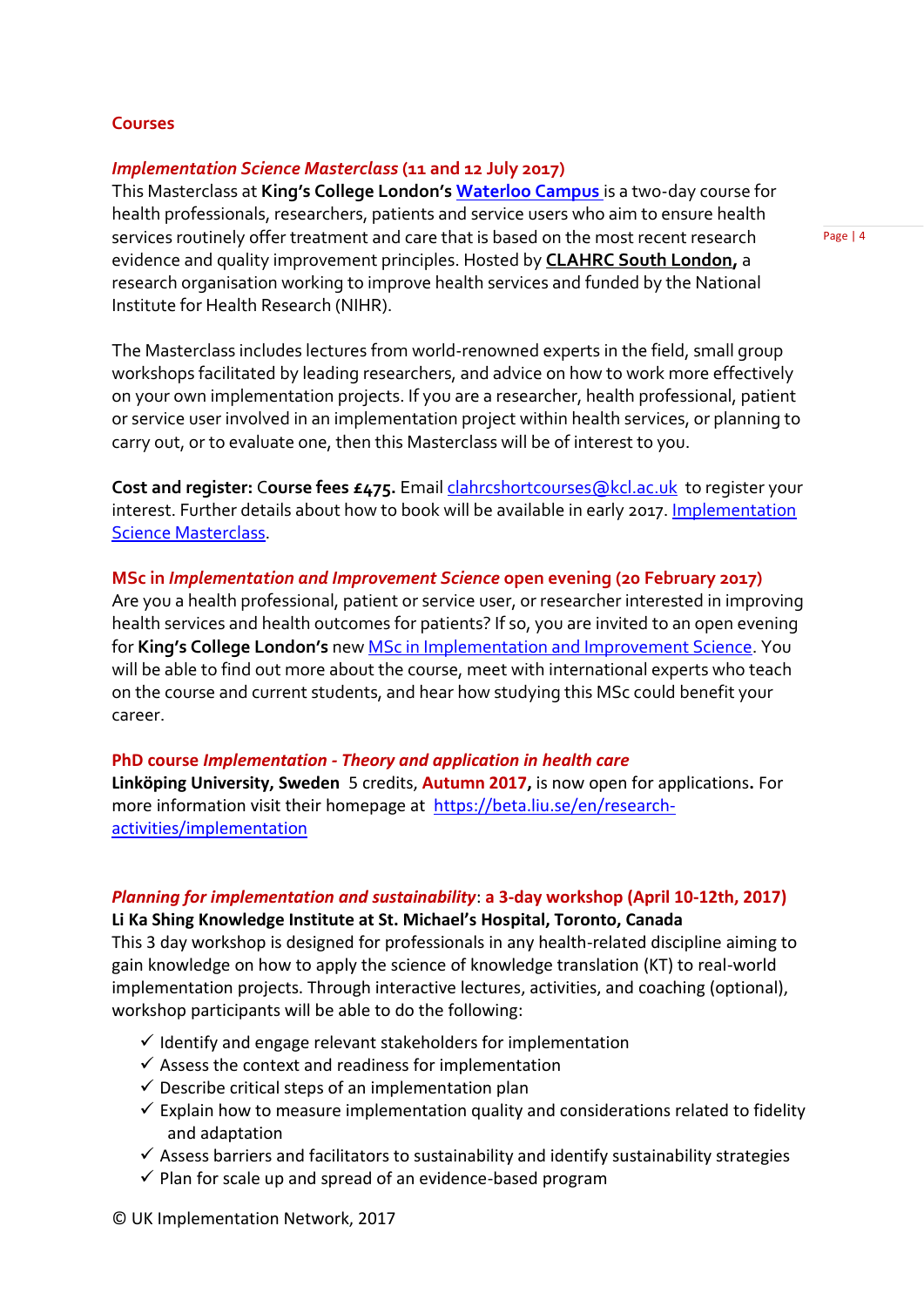## Courses

### *Implementation Science Masterclass* (11 and 12 July 2017)

This Masterclass at **King's College London's** **Waterloo Campus** is a two-day course for health professionals, researchers, patients and service users who aim to ensure health services routinely offer treatment and care that is based on the most recent research evidence and quality improvement principles. Hosted by **CLAHRC South London,** a research organisation working to improve health services and funded by the National Institute for Health Research (NIHR).

The Masterclass includes lectures from world-renowned experts in the field, small group workshops facilitated by leading researchers, and advice on how to work more effectively on your own implementation projects. If you are a researcher, health professional, patient or service user involved in an implementation project within health services, or planning to carry out, or to evaluate one, then this Masterclass will be of interest to you.

**Cost and register:** C**ourse fees £475.** Email clahrcshortcourses@kcl.ac.uk to register your interest. Further details about how to book will be available in early 2017. Implementation Science Masterclass.

### MSc in *Implementation and Improvement Science* open evening (20 February 2017)

Are you a health professional, patient or service user, or researcher interested in improving health services and health outcomes for patients? If so, you are invited to an open evening for **King's College London's** new MSc in Implementation and Improvement Science. You will be able to find out more about the course, meet with international experts who teach on the course and current students, and hear how studying this MSc could benefit your career.

### PhD course *Implementation - Theory and application in health care*

**Linköping University, Sweden** 5 credits, **Autumn 2017,** is now open for applications**.** For more information visit their homepage at https://beta.liu.se/en/research-activities/implementation

### *Planning for implementation and sustainability*: a 3-day workshop (April 10-12th, 2017)

**Li Ka Shing Knowledge Institute at St. Michael's Hospital, Toronto, Canada**

This 3 day workshop is designed for professionals in any health-related discipline aiming to gain knowledge on how to apply the science of knowledge translation (KT) to real-world implementation projects. Through interactive lectures, activities, and coaching (optional), workshop participants will be able to do the following:

- ✓ Identify and engage relevant stakeholders for implementation
- ✓ Assess the context and readiness for implementation
- ✓ Describe critical steps of an implementation plan
- ✓ Explain how to measure implementation quality and considerations related to fidelity and adaptation
- ✓ Assess barriers and facilitators to sustainability and identify sustainability strategies
- ✓ Plan for scale up and spread of an evidence-based program

© UK Implementation Network, 2017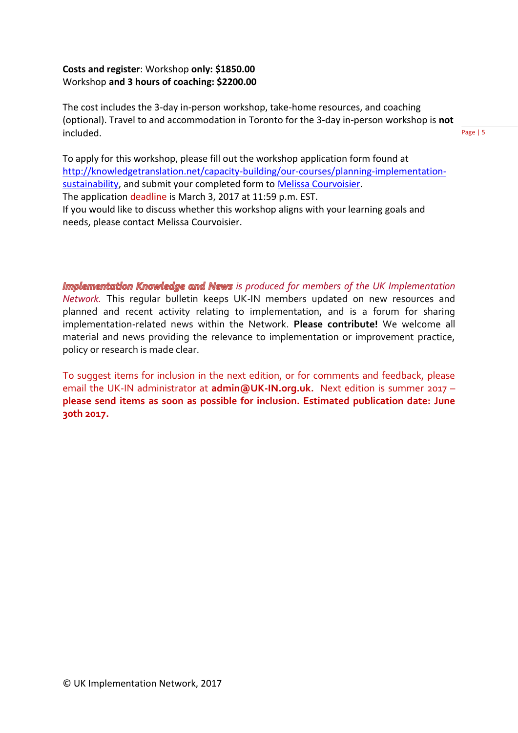**Costs and register**: Workshop **only: $1850.00**
Workshop **and 3 hours of coaching: $2200.00**

The cost includes the 3-day in-person workshop, take-home resources, and coaching (optional). Travel to and accommodation in Toronto for the 3-day in-person workshop is **not** included.

To apply for this workshop, please fill out the workshop application form found at [http://knowledgetranslation.net/capacity-building/our-courses/planning-implementation-sustainability](http://knowledgetranslation.net/capacity-building/our-courses/planning-implementation-sustainability), and submit your completed form to Melissa Courvoisier.
The application deadline is March 3, 2017 at 11:59 p.m. EST.
If you would like to discuss whether this workshop aligns with your learning goals and needs, please contact Melissa Courvoisier.

***Implementation Knowledge and News** is produced for members of the UK Implementation Network.* This regular bulletin keeps UK-IN members updated on new resources and planned and recent activity relating to implementation, and is a forum for sharing implementation-related news within the Network. **Please contribute!** We welcome all material and news providing the relevance to implementation or improvement practice, policy or research is made clear.

To suggest items for inclusion in the next edition, or for comments and feedback, please email the UK-IN administrator at **admin@UK-IN.org.uk.** Next edition is summer 2017 – **please send items as soon as possible for inclusion. Estimated publication date: June 30th 2017.**

© UK Implementation Network, 2017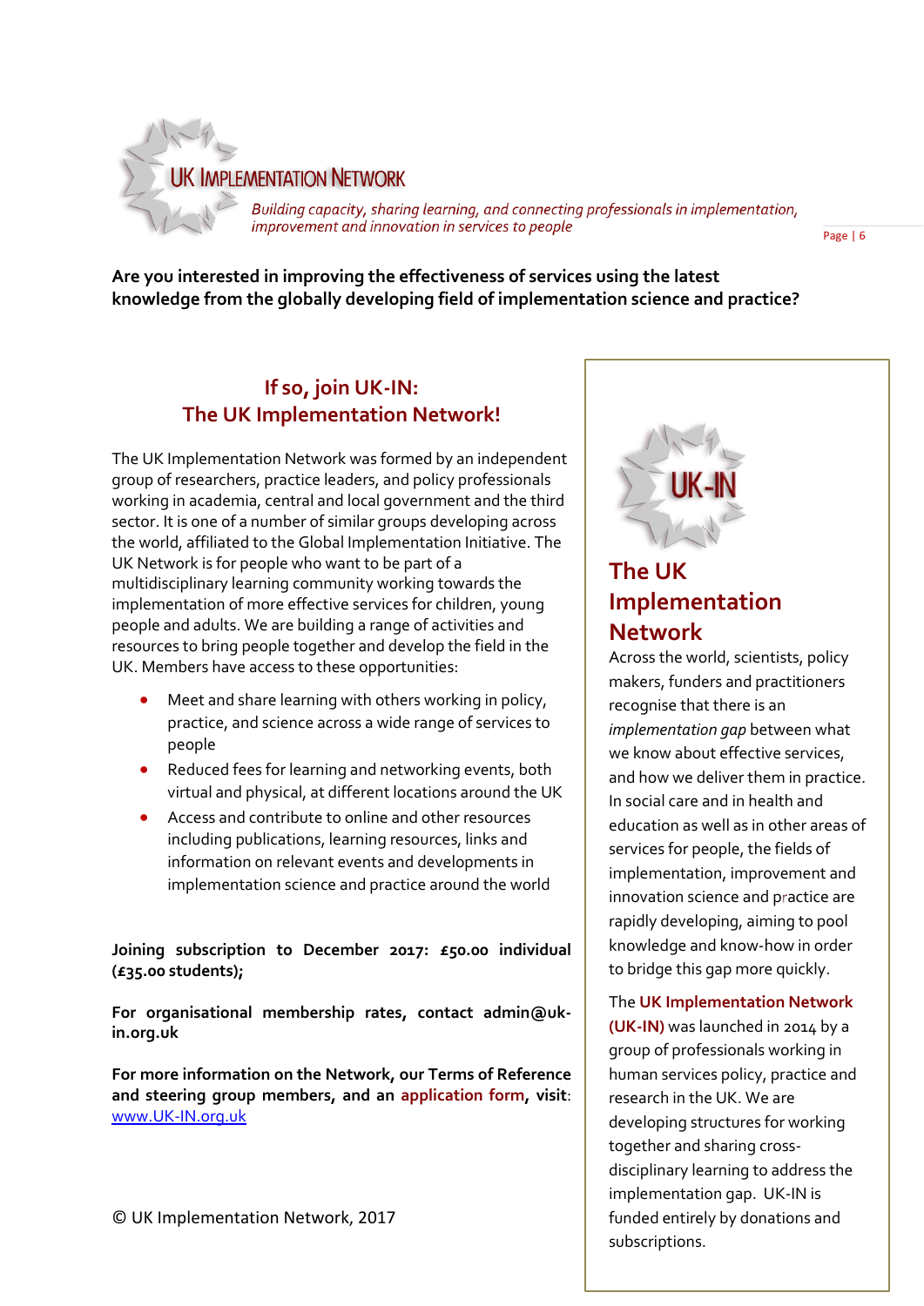UK IMPLEMENTATION NETWORK

*Building capacity, sharing learning, and connecting professionals in implementation, improvement and innovation in services to people*

**Are you interested in improving the effectiveness of services using the latest knowledge from the globally developing field of implementation science and practice?**

## If so, join UK-IN: The UK Implementation Network!

The UK Implementation Network was formed by an independent group of researchers, practice leaders, and policy professionals working in academia, central and local government and the third sector. It is one of a number of similar groups developing across the world, affiliated to the Global Implementation Initiative. The UK Network is for people who want to be part of a multidisciplinary learning community working towards the implementation of more effective services for children, young people and adults. We are building a range of activities and resources to bring people together and develop the field in the UK. Members have access to these opportunities:

- Meet and share learning with others working in policy, practice, and science across a wide range of services to people
- Reduced fees for learning and networking events, both virtual and physical, at different locations around the UK
- Access and contribute to online and other resources including publications, learning resources, links and information on relevant events and developments in implementation science and practice around the world

**Joining subscription to December 2017: £50.00 individual (£35.00 students);**

**For organisational membership rates, contact admin@uk-in.org.uk**

**For more information on the Network, our Terms of Reference and steering group members, and an application form, visit**: www.UK-IN.org.uk

© UK Implementation Network, 2017

UK-IN

## The UK Implementation Network

Across the world, scientists, policy makers, funders and practitioners recognise that there is an *implementation gap* between what we know about effective services, and how we deliver them in practice. In social care and in health and education as well as in other areas of services for people, the fields of implementation, improvement and innovation science and practice are rapidly developing, aiming to pool knowledge and know-how in order to bridge this gap more quickly.

The UK Implementation Network (UK-IN) was launched in 2014 by a group of professionals working in human services policy, practice and research in the UK. We are developing structures for working together and sharing cross-disciplinary learning to address the implementation gap. UK-IN is funded entirely by donations and subscriptions.